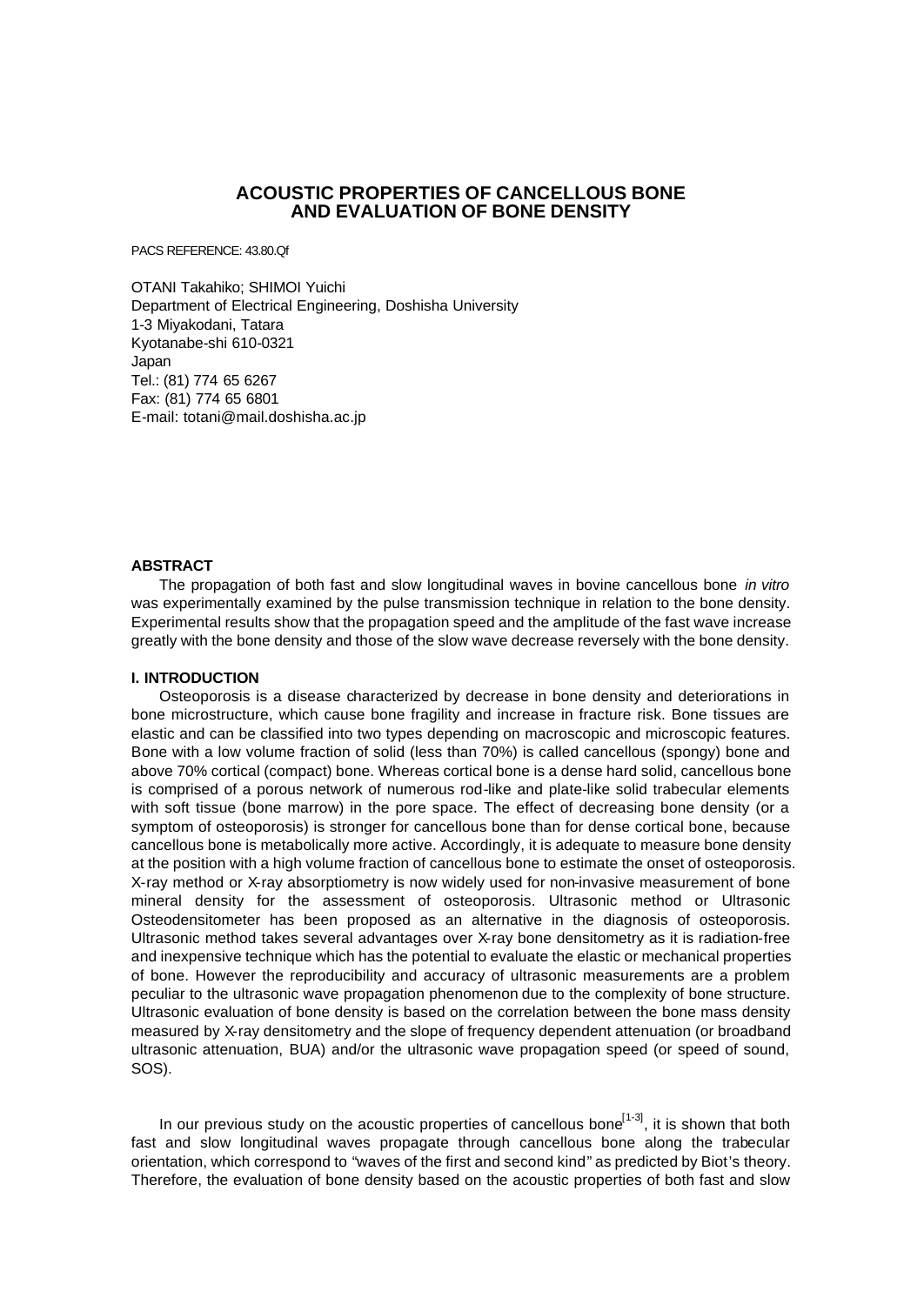# ACOUSTIC PROPERTIES OF CANCELLOUS BONE AND EVALUATION OF BONE DENSITY

PACS REFERENCE: 43.80.Qf

OTANI Takahiko; SHIMOI Yuichi
Department of Electrical Engineering, Doshisha University
1-3 Miyakodani, Tatara
Kyotanabe-shi 610-0321
Japan
Tel.: (81) 774 65 6267
Fax: (81) 774 65 6801
E-mail: totani@mail.doshisha.ac.jp

## ABSTRACT

The propagation of both fast and slow longitudinal waves in bovine cancellous bone *in vitro* was experimentally examined by the pulse transmission technique in relation to the bone density. Experimental results show that the propagation speed and the amplitude of the fast wave increase greatly with the bone density and those of the slow wave decrease reversely with the bone density.

## I. INTRODUCTION

Osteoporosis is a disease characterized by decrease in bone density and deteriorations in bone microstructure, which cause bone fragility and increase in fracture risk. Bone tissues are elastic and can be classified into two types depending on macroscopic and microscopic features. Bone with a low volume fraction of solid (less than 70%) is called cancellous (spongy) bone and above 70% cortical (compact) bone. Whereas cortical bone is a dense hard solid, cancellous bone is comprised of a porous network of numerous rod-like and plate-like solid trabecular elements with soft tissue (bone marrow) in the pore space. The effect of decreasing bone density (or a symptom of osteoporosis) is stronger for cancellous bone than for dense cortical bone, because cancellous bone is metabolically more active. Accordingly, it is adequate to measure bone density at the position with a high volume fraction of cancellous bone to estimate the onset of osteoporosis. X-ray method or X-ray absorptiometry is now widely used for non-invasive measurement of bone mineral density for the assessment of osteoporosis. Ultrasonic method or Ultrasonic Osteodensitometer has been proposed as an alternative in the diagnosis of osteoporosis. Ultrasonic method takes several advantages over X-ray bone densitometry as it is radiation-free and inexpensive technique which has the potential to evaluate the elastic or mechanical properties of bone. However the reproducibility and accuracy of ultrasonic measurements are a problem peculiar to the ultrasonic wave propagation phenomenon due to the complexity of bone structure. Ultrasonic evaluation of bone density is based on the correlation between the bone mass density measured by X-ray densitometry and the slope of frequency dependent attenuation (or broadband ultrasonic attenuation, BUA) and/or the ultrasonic wave propagation speed (or speed of sound, SOS).

In our previous study on the acoustic properties of cancellous bone[1-3], it is shown that both fast and slow longitudinal waves propagate through cancellous bone along the trabecular orientation, which correspond to "waves of the first and second kind" as predicted by Biot's theory. Therefore, the evaluation of bone density based on the acoustic properties of both fast and slow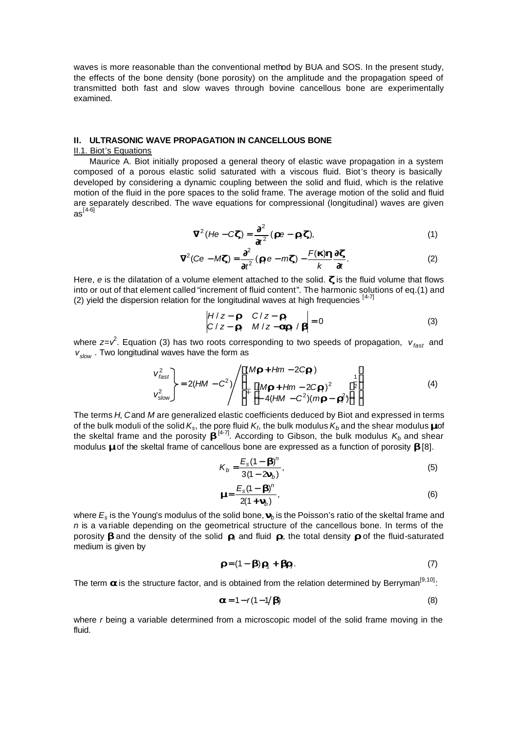waves is more reasonable than the conventional method by BUA and SOS. In the present study, the effects of the bone density (bone porosity) on the amplitude and the propagation speed of transmitted both fast and slow waves through bovine cancellous bone are experimentally examined.

## II. ULTRASONIC WAVE PROPAGATION IN CANCELLOUS BONE

### II.1. Biot's Equations

Maurice A. Biot initially proposed a general theory of elastic wave propagation in a system composed of a porous elastic solid saturated with a viscous fluid. Biot's theory is basically developed by considering a dynamic coupling between the solid and fluid, which is the relative motion of the fluid in the pore spaces to the solid frame. The average motion of the solid and fluid are separately described. The wave equations for compressional (longitudinal) waves are given as[4-6]

$$\nabla^2 (He - C\zeta) = \frac{\partial^2}{\partial t^2}(\rho e - \rho_f \zeta), \tag{1}$$

$$\nabla^2 (Ce - M\zeta) = \frac{\partial^2}{\partial t^2}(\rho_f e - m\zeta) - \frac{F(\kappa)\eta}{k}\frac{\partial \zeta}{\partial t}. \tag{2}$$

Here, $e$ is the dilatation of a volume element attached to the solid. $\zeta$ is the fluid volume that flows into or out of that element called "increment of fluid content". The harmonic solutions of eq.(1) and (2) yield the dispersion relation for the longitudinal waves at high frequencies [4-7]

$$\begin{vmatrix} H/z - \rho & C/z - \rho_f \\ C/z - \rho_f & M/z - \alpha\rho_f/\beta \end{vmatrix} = 0 \tag{3}$$

where $z=v^2$. Equation (3) has two roots corresponding to two speeds of propagation, $v_{fast}$ and $v_{slow}$. Two longitudinal waves have the form as

$$\left.\begin{matrix} v_{fast}^2 \\ v_{slow}^2 \end{matrix}\right\} = 2(HM - C^2) \Bigg/ \left[ (M\rho + Hm - 2C\rho_f) \mp \left[ (M\rho + Hm - 2C\rho_f)^2 - 4(HM - C^2)(m\rho - \rho_f^2) \right]^{\frac{1}{2}} \right] \tag{4}$$

The terms $H$, $C$ and $M$ are generalized elastic coefficients deduced by Biot and expressed in terms of the bulk moduli of the solid $K_s$, the pore fluid $K_f$, the bulk modulus $K_b$ and the shear modulus $\mu$ of the skeltal frame and the porosity $\beta$ [4-7]. According to Gibson, the bulk modulus $K_b$ and shear modulus $\mu$ of the skeltal frame of cancellous bone are expressed as a function of porosity $\beta$ [8].

$$K_b = \frac{E_s(1-\beta)^n}{3(1-2\nu_b)}, \tag{5}$$

$$\mu = \frac{E_s(1-\beta)^n}{2(1+\nu_b)}, \tag{6}$$

where $E_s$ is the Young's modulus of the solid bone, $\nu_b$ is the Poisson's ratio of the skeltal frame and $n$ is a variable depending on the geometrical structure of the cancellous bone. In terms of the porosity $\beta$ and the density of the solid $\rho_s$ and fluid $\rho_f$, the total density $\rho$ of the fluid-saturated medium is given by

$$\rho = (1-\beta)\rho_s + \beta\rho_f. \tag{7}$$

The term $\alpha$ is the structure factor, and is obtained from the relation determined by Berryman[9,10]:

$$\alpha = 1 - r(1 - 1/\beta) \tag{8}$$

where $r$ being a variable determined from a microscopic model of the solid frame moving in the fluid.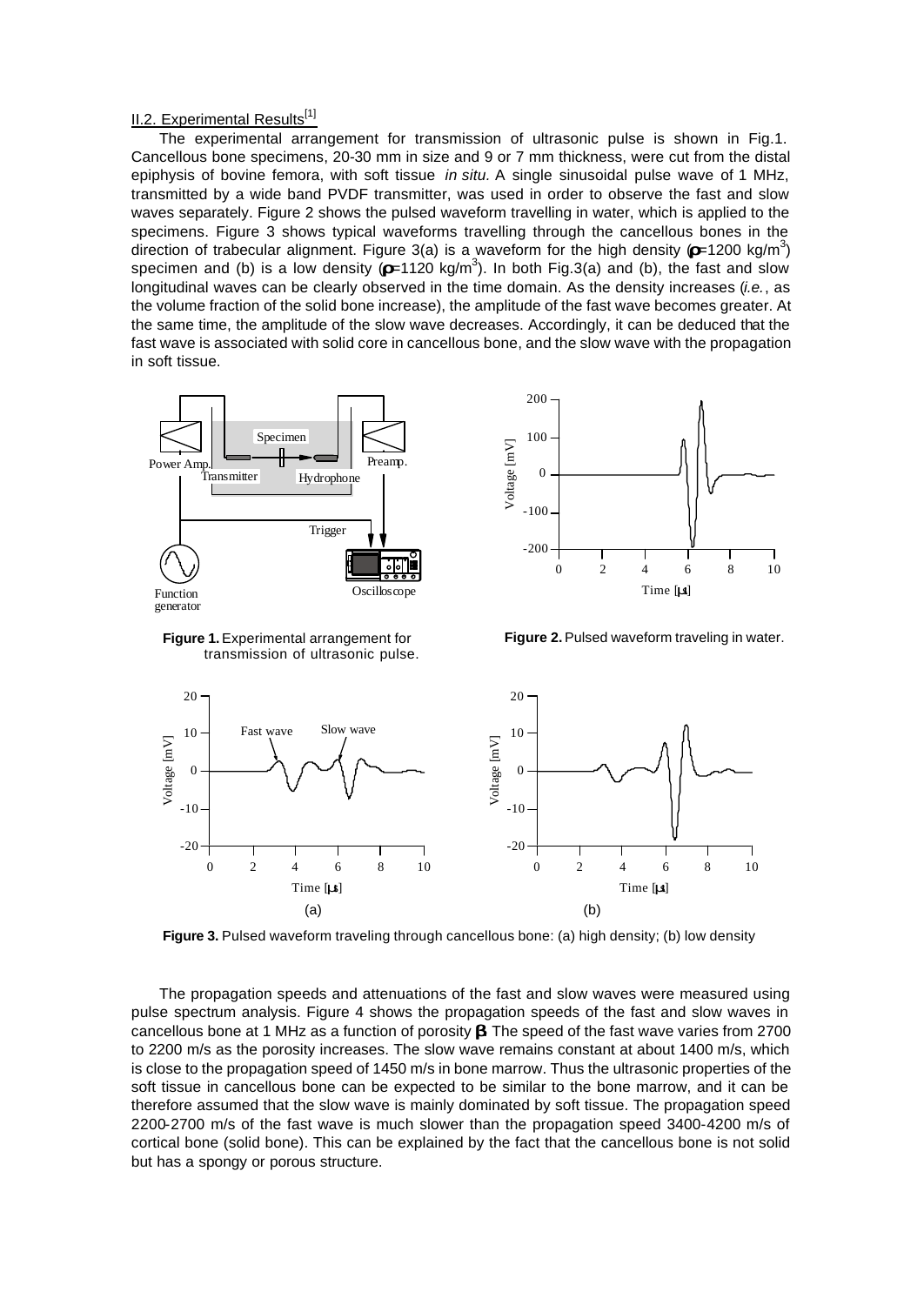## II.2. Experimental Results[1]

The experimental arrangement for transmission of ultrasonic pulse is shown in Fig.1. Cancellous bone specimens, 20-30 mm in size and 9 or 7 mm thickness, were cut from the distal epiphysis of bovine femora, with soft tissue *in situ*. A single sinusoidal pulse wave of 1 MHz, transmitted by a wide band PVDF transmitter, was used in order to observe the fast and slow waves separately. Figure 2 shows the pulsed waveform travelling in water, which is applied to the specimens. Figure 3 shows typical waveforms travelling through the cancellous bones in the direction of trabecular alignment. Figure 3(a) is a waveform for the high density ($\rho$=1200 kg/m$^3$) specimen and (b) is a low density ($\rho$=1120 kg/m$^3$). In both Fig.3(a) and (b), the fast and slow longitudinal waves can be clearly observed in the time domain. As the density increases (*i.e.*, as the volume fraction of the solid bone increase), the amplitude of the fast wave becomes greater. At the same time, the amplitude of the slow wave decreases. Accordingly, it can be deduced that the fast wave is associated with solid core in cancellous bone, and the slow wave with the propagation in soft tissue.

**Figure 1.** Experimental arrangement for transmission of ultrasonic pulse.

**Figure 2.** Pulsed waveform traveling in water.

**Figure 3.** Pulsed waveform traveling through cancellous bone: (a) high density; (b) low density

The propagation speeds and attenuations of the fast and slow waves were measured using pulse spectrum analysis. Figure 4 shows the propagation speeds of the fast and slow waves in cancellous bone at 1 MHz as a function of porosity $\beta$. The speed of the fast wave varies from 2700 to 2200 m/s as the porosity increases. The slow wave remains constant at about 1400 m/s, which is close to the propagation speed of 1450 m/s in bone marrow. Thus the ultrasonic properties of the soft tissue in cancellous bone can be expected to be similar to the bone marrow, and it can be therefore assumed that the slow wave is mainly dominated by soft tissue. The propagation speed 2200-2700 m/s of the fast wave is much slower than the propagation speed 3400-4200 m/s of cortical bone (solid bone). This can be explained by the fact that the cancellous bone is not solid but has a spongy or porous structure.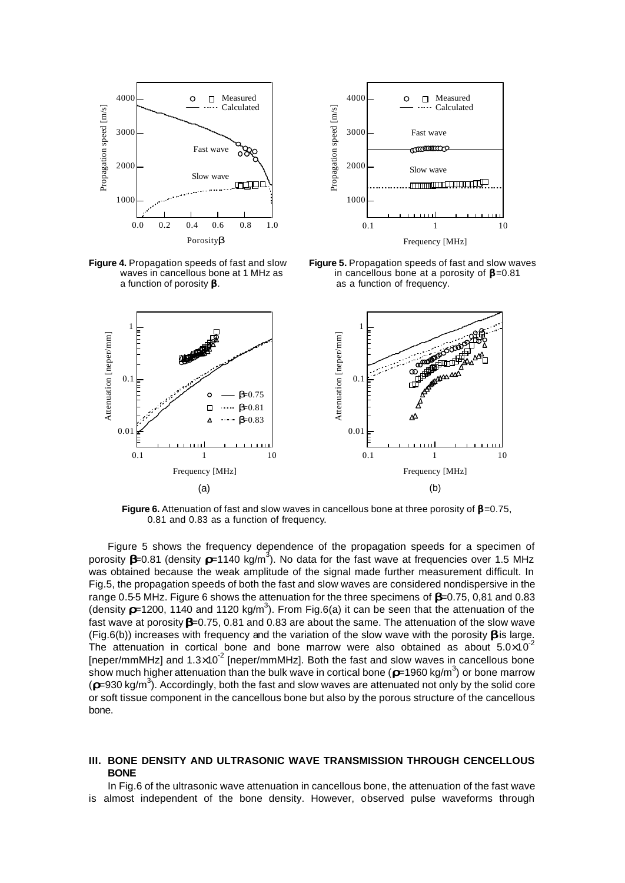**Figure 4.** Propagation speeds of fast and slow waves in cancellous bone at 1 MHz as a function of porosity $\beta$.

**Figure 5.** Propagation speeds of fast and slow waves in cancellous bone at a porosity of $\beta$=0.81 as a function of frequency.

**Figure 6.** Attenuation of fast and slow waves in cancellous bone at three porosity of $\beta$=0.75, 0.81 and 0.83 as a function of frequency.

Figure 5 shows the frequency dependence of the propagation speeds for a specimen of porosity $\beta$=0.81 (density $\rho$=1140 kg/m$^3$). No data for the fast wave at frequencies over 1.5 MHz was obtained because the weak amplitude of the signal made further measurement difficult. In Fig.5, the propagation speeds of both the fast and slow waves are considered nondispersive in the range 0.5-5 MHz. Figure 6 shows the attenuation for the three specimens of $\beta$=0.75, 0,81 and 0.83 (density $\rho$=1200, 1140 and 1120 kg/m$^3$). From Fig.6(a) it can be seen that the attenuation of the fast wave at porosity $\beta$=0.75, 0.81 and 0.83 are about the same. The attenuation of the slow wave (Fig.6(b)) increases with frequency and the variation of the slow wave with the porosity $\beta$ is large. The attenuation in cortical bone and bone marrow were also obtained as about $5.0\times10^{-2}$ [neper/mmMHz] and $1.3\times10^{-2}$ [neper/mmMHz]. Both the fast and slow waves in cancellous bone show much higher attenuation than the bulk wave in cortical bone ($\rho$=1960 kg/m$^3$) or bone marrow ($\rho$=930 kg/m$^3$). Accordingly, both the fast and slow waves are attenuated not only by the solid core or soft tissue component in the cancellous bone but also by the porous structure of the cancellous bone.

## III. BONE DENSITY AND ULTRASONIC WAVE TRANSMISSION THROUGH CENCELLOUS BONE

In Fig.6 of the ultrasonic wave attenuation in cancellous bone, the attenuation of the fast wave is almost independent of the bone density. However, observed pulse waveforms through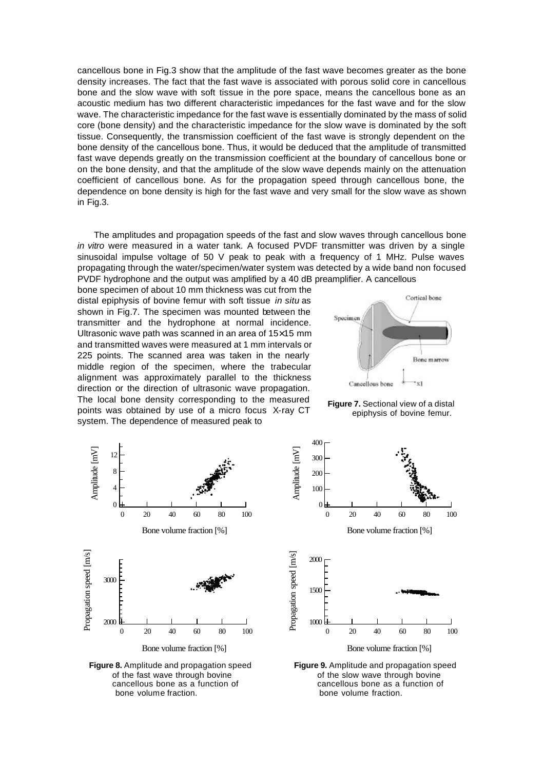cancellous bone in Fig.3 show that the amplitude of the fast wave becomes greater as the bone density increases. The fact that the fast wave is associated with porous solid core in cancellous bone and the slow wave with soft tissue in the pore space, means the cancellous bone as an acoustic medium has two different characteristic impedances for the fast wave and for the slow wave. The characteristic impedance for the fast wave is essentially dominated by the mass of solid core (bone density) and the characteristic impedance for the slow wave is dominated by the soft tissue. Consequently, the transmission coefficient of the fast wave is strongly dependent on the bone density of the cancellous bone. Thus, it would be deduced that the amplitude of transmitted fast wave depends greatly on the transmission coefficient at the boundary of cancellous bone or on the bone density, and that the amplitude of the slow wave depends mainly on the attenuation coefficient of cancellous bone. As for the propagation speed through cancellous bone, the dependence on bone density is high for the fast wave and very small for the slow wave as shown in Fig.3.

The amplitudes and propagation speeds of the fast and slow waves through cancellous bone *in vitro* were measured in a water tank. A focused PVDF transmitter was driven by a single sinusoidal impulse voltage of 50 V peak to peak with a frequency of 1 MHz. Pulse waves propagating through the water/specimen/water system was detected by a wide band non focused PVDF hydrophone and the output was amplified by a 40 dB preamplifier. A cancellous bone specimen of about 10 mm thickness was cut from the distal epiphysis of bovine femur with soft tissue *in situ* as shown in Fig.7. The specimen was mounted between the transmitter and the hydrophone at normal incidence. Ultrasonic wave path was scanned in an area of 15×15 mm and transmitted waves were measured at 1 mm intervals or 225 points. The scanned area was taken in the nearly middle region of the specimen, where the trabecular alignment was approximately parallel to the thickness direction or the direction of ultrasonic wave propagation. The local bone density corresponding to the measured points was obtained by use of a micro focus X-ray CT system. The dependence of measured peak to

**Figure 7.** Sectional view of a distal epiphysis of bovine femur.

**Figure 8.** Amplitude and propagation speed of the fast wave through bovine cancellous bone as a function of bone volume fraction.

**Figure 9.** Amplitude and propagation speed of the slow wave through bovine cancellous bone as a function of bone volume fraction.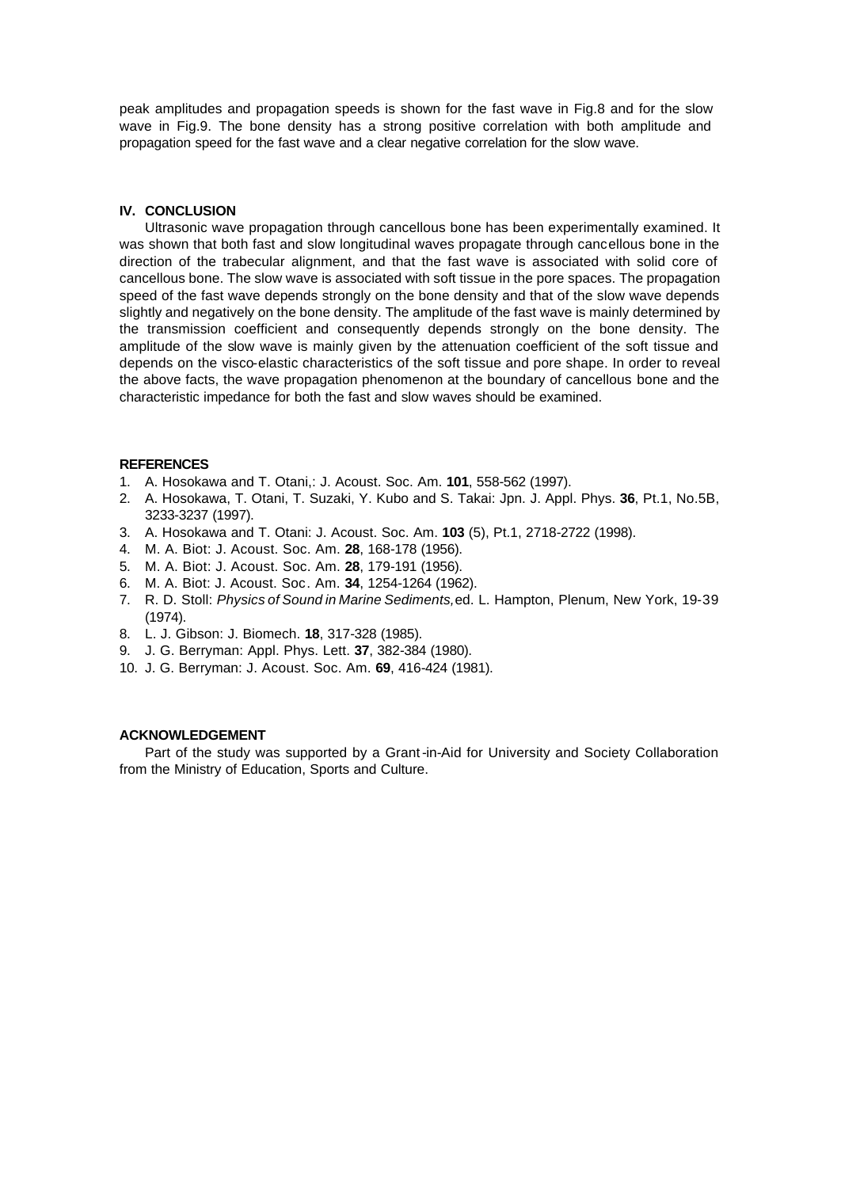peak amplitudes and propagation speeds is shown for the fast wave in Fig.8 and for the slow wave in Fig.9. The bone density has a strong positive correlation with both amplitude and propagation speed for the fast wave and a clear negative correlation for the slow wave.

## IV. CONCLUSION

Ultrasonic wave propagation through cancellous bone has been experimentally examined. It was shown that both fast and slow longitudinal waves propagate through cancellous bone in the direction of the trabecular alignment, and that the fast wave is associated with solid core of cancellous bone. The slow wave is associated with soft tissue in the pore spaces. The propagation speed of the fast wave depends strongly on the bone density and that of the slow wave depends slightly and negatively on the bone density. The amplitude of the fast wave is mainly determined by the transmission coefficient and consequently depends strongly on the bone density. The amplitude of the slow wave is mainly given by the attenuation coefficient of the soft tissue and depends on the visco-elastic characteristics of the soft tissue and pore shape. In order to reveal the above facts, the wave propagation phenomenon at the boundary of cancellous bone and the characteristic impedance for both the fast and slow waves should be examined.

## REFERENCES

1. A. Hosokawa and T. Otani,: J. Acoust. Soc. Am. **101**, 558-562 (1997).
2. A. Hosokawa, T. Otani, T. Suzaki, Y. Kubo and S. Takai: Jpn. J. Appl. Phys. **36**, Pt.1, No.5B, 3233-3237 (1997).
3. A. Hosokawa and T. Otani: J. Acoust. Soc. Am. **103** (5), Pt.1, 2718-2722 (1998).
4. M. A. Biot: J. Acoust. Soc. Am. **28**, 168-178 (1956).
5. M. A. Biot: J. Acoust. Soc. Am. **28**, 179-191 (1956).
6. M. A. Biot: J. Acoust. Soc. Am. **34**, 1254-1264 (1962).
7. R. D. Stoll: *Physics of Sound in Marine Sediments,* ed. L. Hampton, Plenum, New York, 19-39 (1974).
8. L. J. Gibson: J. Biomech. **18**, 317-328 (1985).
9. J. G. Berryman: Appl. Phys. Lett. **37**, 382-384 (1980).
10. J. G. Berryman: J. Acoust. Soc. Am. **69**, 416-424 (1981).

## ACKNOWLEDGEMENT

Part of the study was supported by a Grant-in-Aid for University and Society Collaboration from the Ministry of Education, Sports and Culture.